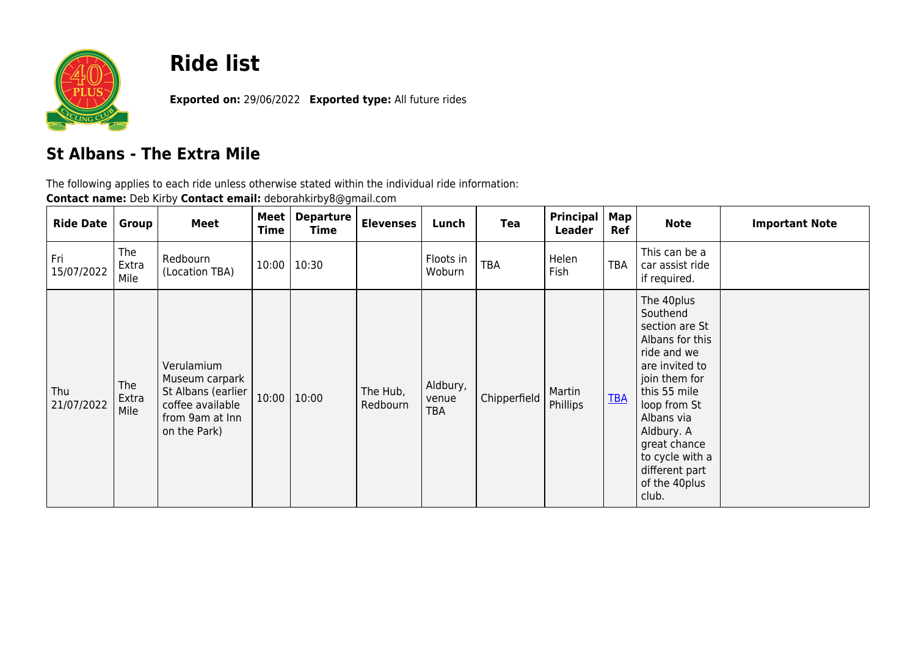# Ride list

**Exported on:** 29/06/2022 **Exported type:** All future rides

## St Albans - The Extra Mile

The following applies to each ride unless otherwise stated within the individual ride information:
**Contact name:** Deb Kirby **Contact email:** deborahkirby8@gmail.com

| Ride Date | Group | Meet | Meet Time | Departure Time | Elevenses | Lunch | Tea | Principal Leader | Map Ref | Note | Important Note |
|---|---|---|---|---|---|---|---|---|---|---|---|
| Fri 15/07/2022 | The Extra Mile | Redbourn (Location TBA) | 10:00 | 10:30 | | Floots in Woburn | TBA | Helen Fish | TBA | This can be a car assist ride if required. | |
| Thu 21/07/2022 | The Extra Mile | Verulamium Museum carpark St Albans (earlier coffee available from 9am at Inn on the Park) | 10:00 | 10:00 | The Hub, Redbourn | Aldbury, venue TBA | Chipperfield | Martin Phillips | TBA | The 40plus Southend section are St Albans for this ride and we are invited to join them for this 55 mile loop from St Albans via Aldbury. A great chance to cycle with a different part of the 40plus club. | |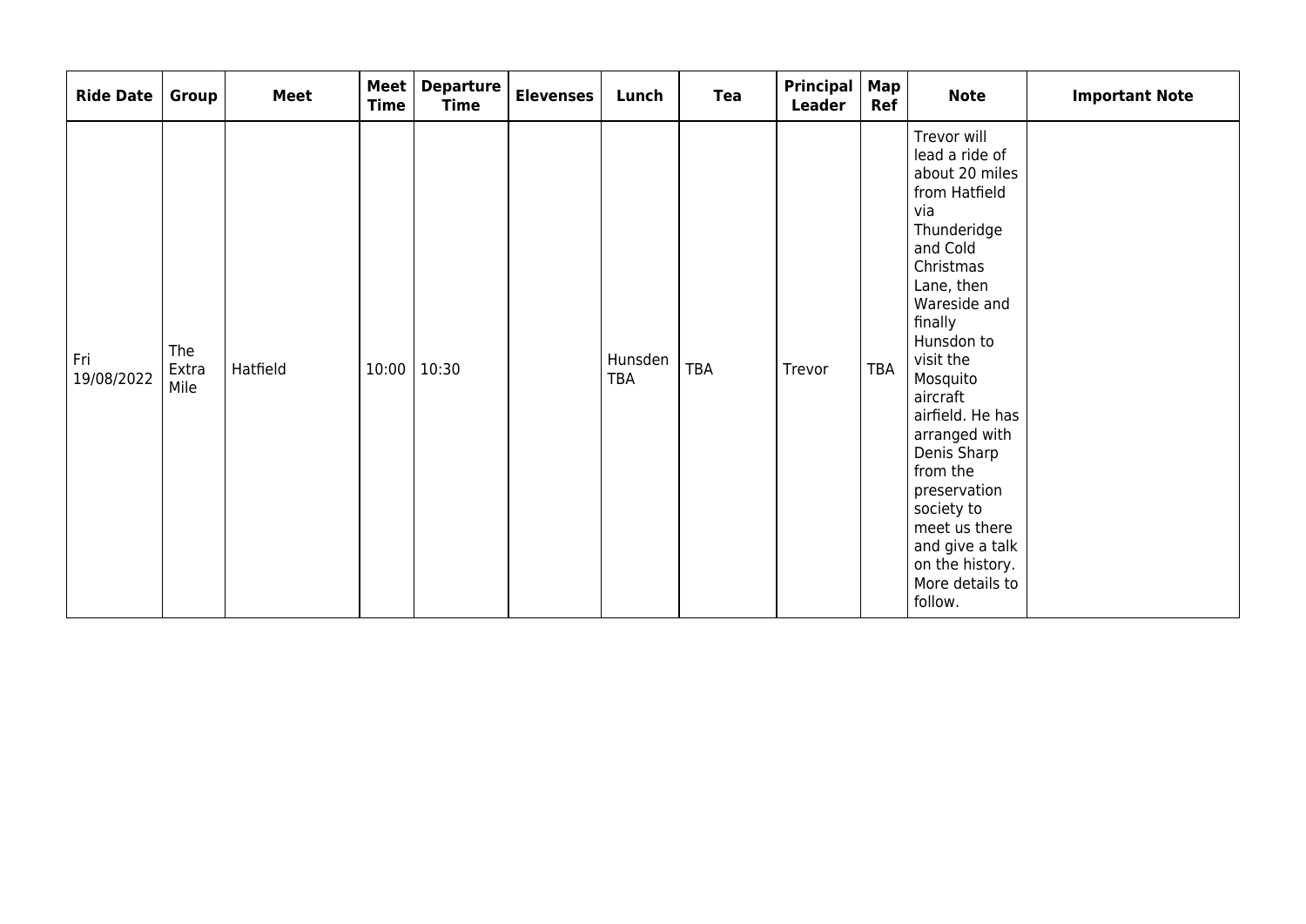| Ride Date | Group | Meet | Meet Time | Departure Time | Elevenses | Lunch | Tea | Principal Leader | Map Ref | Note | Important Note |
|---|---|---|---|---|---|---|---|---|---|---|---|
| Fri 19/08/2022 | The Extra Mile | Hatfield | 10:00 | 10:30 | | Hunsden TBA | TBA | Trevor | TBA | Trevor will lead a ride of about 20 miles from Hatfield via Thunderidge and Cold Christmas Lane, then Wareside and finally Hunsdon to visit the Mosquito aircraft airfield. He has arranged with Denis Sharp from the preservation society to meet us there and give a talk on the history. More details to follow. | |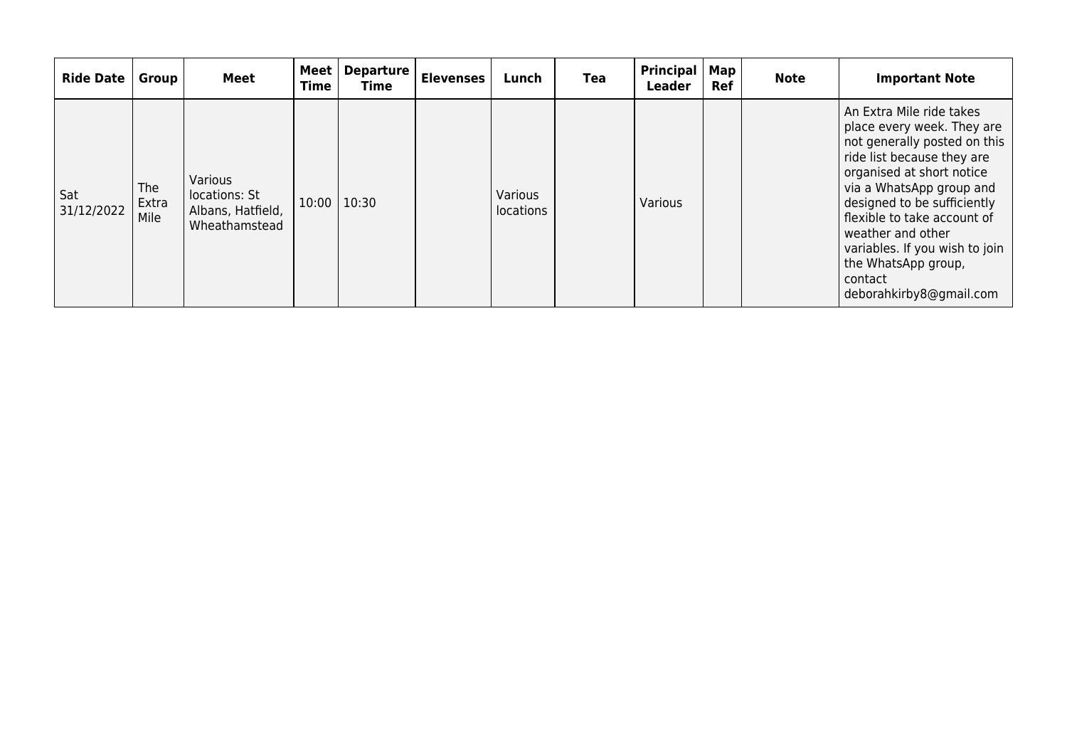| Ride Date | Group | Meet | Meet Time | Departure Time | Elevenses | Lunch | Tea | Principal Leader | Map Ref | Note | Important Note |
|---|---|---|---|---|---|---|---|---|---|---|---|
| Sat 31/12/2022 | The Extra Mile | Various locations: St Albans, Hatfield, Wheathamstead | 10:00 | 10:30 | | Various locations | | Various | | | An Extra Mile ride takes place every week. They are not generally posted on this ride list because they are organised at short notice via a WhatsApp group and designed to be sufficiently flexible to take account of weather and other variables. If you wish to join the WhatsApp group, contact deborahkirby8@gmail.com |